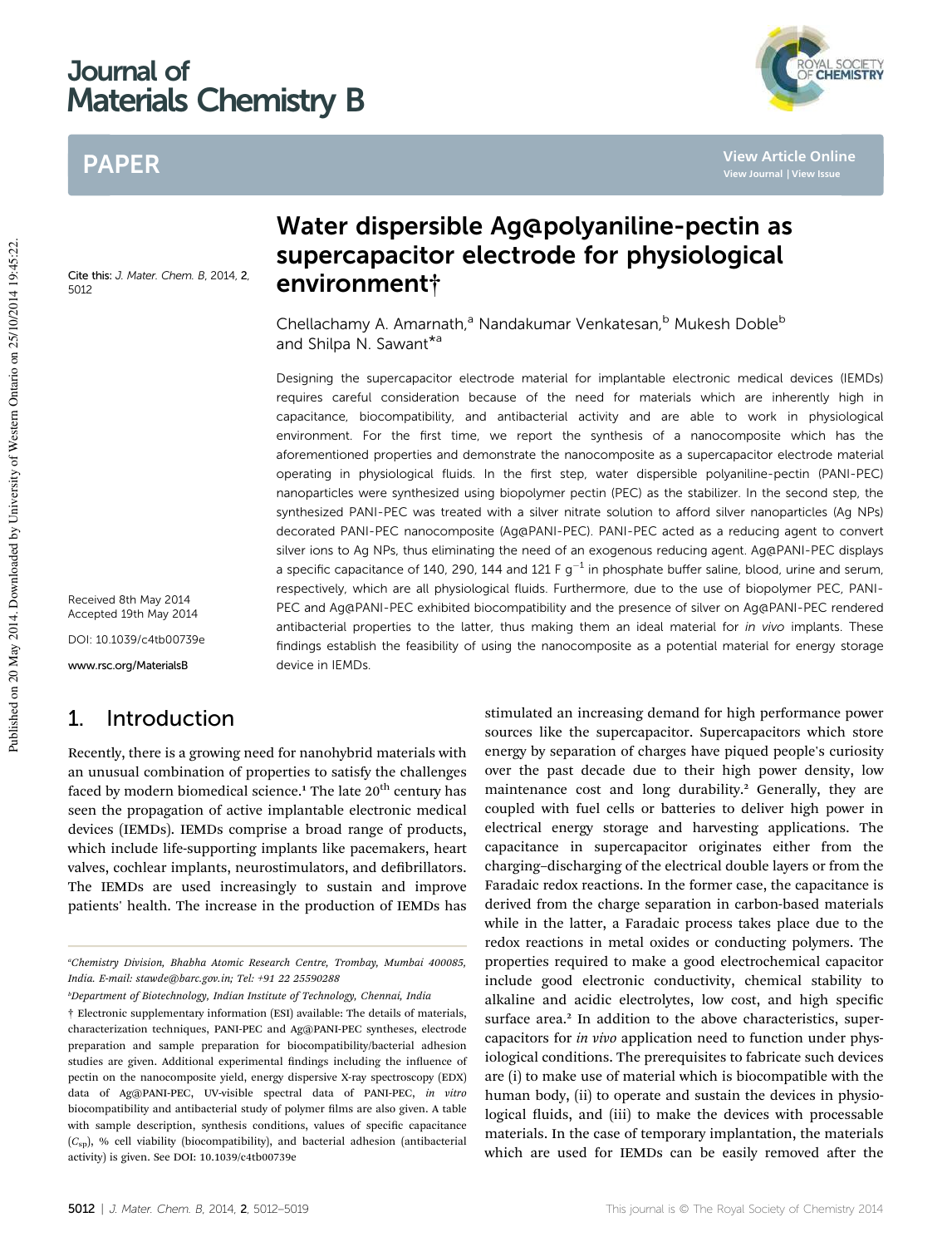# Journal of Materials Chemistry B

## PAPER

Cite this: *J. Mater. Chem. B*, 2014, **2**, 5012

Received 8th May 2014
Accepted 19th May 2014

DOI: 10.1039/c4tb00739e

www.rsc.org/MaterialsB

# Water dispersible Ag@polyaniline-pectin as supercapacitor electrode for physiological environment†

Chellachamy A. Amarnath,[a] Nandakumar Venkatesan,[b] Mukesh Doble[b] and Shilpa N. Sawant*[a]

Designing the supercapacitor electrode material for implantable electronic medical devices (IEMDs) requires careful consideration because of the need for materials which are inherently high in capacitance, biocompatibility, and antibacterial activity and are able to work in physiological environment. For the first time, we report the synthesis of a nanocomposite which has the aforementioned properties and demonstrate the nanocomposite as a supercapacitor electrode material operating in physiological fluids. In the first step, water dispersible polyaniline-pectin (PANI-PEC) nanoparticles were synthesized using biopolymer pectin (PEC) as the stabilizer. In the second step, the synthesized PANI-PEC was treated with a silver nitrate solution to afford silver nanoparticles (Ag NPs) decorated PANI-PEC nanocomposite (Ag@PANI-PEC). PANI-PEC acted as a reducing agent to convert silver ions to Ag NPs, thus eliminating the need of an exogenous reducing agent. Ag@PANI-PEC displays a specific capacitance of 140, 290, 144 and 121 F $g^{-1}$ in phosphate buffer saline, blood, urine and serum, respectively, which are all physiological fluids. Furthermore, due to the use of biopolymer PEC, PANI-PEC and Ag@PANI-PEC exhibited biocompatibility and the presence of silver on Ag@PANI-PEC rendered antibacterial properties to the latter, thus making them an ideal material for *in vivo* implants. These findings establish the feasibility of using the nanocomposite as a potential material for energy storage device in IEMDs.

## 1. Introduction

Recently, there is a growing need for nanohybrid materials with an unusual combination of properties to satisfy the challenges faced by modern biomedical science.[1] The late 20th century has seen the propagation of active implantable electronic medical devices (IEMDs). IEMDs comprise a broad range of products, which include life-supporting implants like pacemakers, heart valves, cochlear implants, neurostimulators, and defibrillators. The IEMDs are used increasingly to sustain and improve patients' health. The increase in the production of IEMDs has stimulated an increasing demand for high performance power sources like the supercapacitor. Supercapacitors which store energy by separation of charges have piqued people's curiosity over the past decade due to their high power density, low maintenance cost and long durability.[2] Generally, they are coupled with fuel cells or batteries to deliver high power in electrical energy storage and harvesting applications. The capacitance in supercapacitor originates either from the charging–discharging of the electrical double layers or from the Faradaic redox reactions. In the former case, the capacitance is derived from the charge separation in carbon-based materials while in the latter, a Faradaic process takes place due to the redox reactions in metal oxides or conducting polymers. The properties required to make a good electrochemical capacitor include good electronic conductivity, chemical stability to alkaline and acidic electrolytes, low cost, and high specific surface area.[2] In addition to the above characteristics, supercapacitors for *in vivo* application need to function under physiological conditions. The prerequisites to fabricate such devices are (i) to make use of material which is biocompatible with the human body, (ii) to operate and sustain the devices in physiological fluids, and (iii) to make the devices with processable materials. In the case of temporary implantation, the materials which are used for IEMDs can be easily removed after the

[a]Chemistry Division, Bhabha Atomic Research Centre, Trombay, Mumbai 400085, India. E-mail: stawde@barc.gov.in; Tel: +91 22 25590288

[b]Department of Biotechnology, Indian Institute of Technology, Chennai, India

† Electronic supplementary information (ESI) available: The details of materials, characterization techniques, PANI-PEC and Ag@PANI-PEC syntheses, electrode preparation and sample preparation for biocompatibility/bacterial adhesion studies are given. Additional experimental findings including the influence of pectin on the nanocomposite yield, energy dispersive X-ray spectroscopy (EDX) data of Ag@PANI-PEC, UV-visible spectral data of PANI-PEC, *in vitro* biocompatibility and antibacterial study of polymer films are also given. A table with sample description, synthesis conditions, values of specific capacitance ($C_{sp}$), % cell viability (biocompatibility), and bacterial adhesion (antibacterial activity) is given. See DOI: 10.1039/c4tb00739e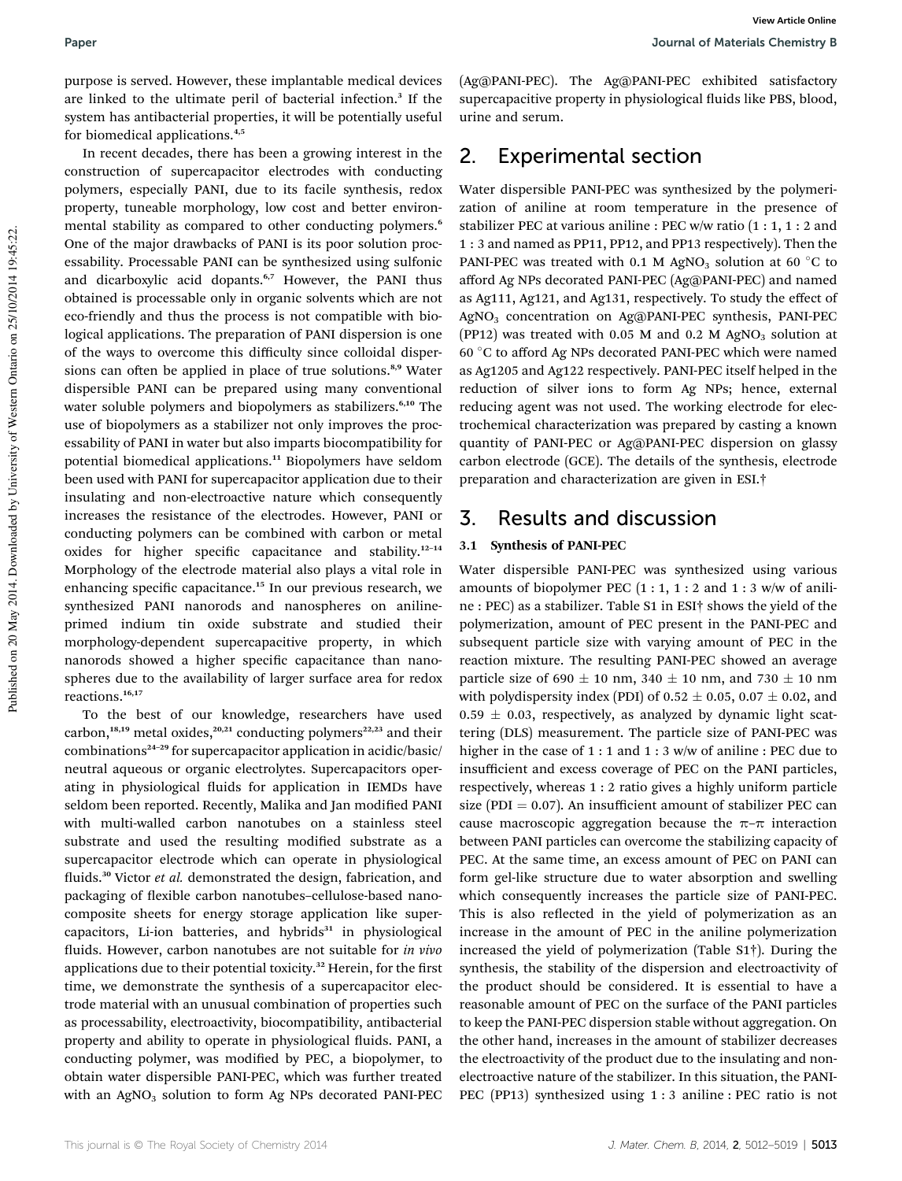purpose is served. However, these implantable medical devices are linked to the ultimate peril of bacterial infection.[3] If the system has antibacterial properties, it will be potentially useful for biomedical applications.[4,5]

In recent decades, there has been a growing interest in the construction of supercapacitor electrodes with conducting polymers, especially PANI, due to its facile synthesis, redox property, tuneable morphology, low cost and better environmental stability as compared to other conducting polymers.[6] One of the major drawbacks of PANI is its poor solution processability. Processable PANI can be synthesized using sulfonic and dicarboxylic acid dopants.[6,7] However, the PANI thus obtained is processable only in organic solvents which are not eco-friendly and thus the process is not compatible with biological applications. The preparation of PANI dispersion is one of the ways to overcome this difficulty since colloidal dispersions can often be applied in place of true solutions.[8,9] Water dispersible PANI can be prepared using many conventional water soluble polymers and biopolymers as stabilizers.[6,10] The use of biopolymers as a stabilizer not only improves the processability of PANI in water but also imparts biocompatibility for potential biomedical applications.[11] Biopolymers have seldom been used with PANI for supercapacitor application due to their insulating and non-electroactive nature which consequently increases the resistance of the electrodes. However, PANI or conducting polymers can be combined with carbon or metal oxides for higher specific capacitance and stability.[12–14] Morphology of the electrode material also plays a vital role in enhancing specific capacitance.[15] In our previous research, we synthesized PANI nanorods and nanospheres on aniline-primed indium tin oxide substrate and studied their morphology-dependent supercapacitive property, in which nanorods showed a higher specific capacitance than nanospheres due to the availability of larger surface area for redox reactions.[16,17]

To the best of our knowledge, researchers have used carbon,[18,19] metal oxides,[20,21] conducting polymers[22,23] and their combinations[24–29] for supercapacitor application in acidic/basic/neutral aqueous or organic electrolytes. Supercapacitors operating in physiological fluids for application in IEMDs have seldom been reported. Recently, Malika and Jan modified PANI with multi-walled carbon nanotubes on a stainless steel substrate and used the resulting modified substrate as a supercapacitor electrode which can operate in physiological fluids.[30] Victor *et al.* demonstrated the design, fabrication, and packaging of flexible carbon nanotubes–cellulose-based nanocomposite sheets for energy storage application like supercapacitors, Li-ion batteries, and hybrids[31] in physiological fluids. However, carbon nanotubes are not suitable for *in vivo* applications due to their potential toxicity.[32] Herein, for the first time, we demonstrate the synthesis of a supercapacitor electrode material with an unusual combination of properties such as processability, electroactivity, biocompatibility, antibacterial property and ability to operate in physiological fluids. PANI, a conducting polymer, was modified by PEC, a biopolymer, to obtain water dispersible PANI-PEC, which was further treated with an $AgNO_3$ solution to form Ag NPs decorated PANI-PEC (Ag@PANI-PEC). The Ag@PANI-PEC exhibited satisfactory supercapacitive property in physiological fluids like PBS, blood, urine and serum.

## 2. Experimental section

Water dispersible PANI-PEC was synthesized by the polymerization of aniline at room temperature in the presence of stabilizer PEC at various aniline : PEC w/w ratio (1 : 1, 1 : 2 and 1 : 3 and named as PP11, PP12, and PP13 respectively). Then the PANI-PEC was treated with 0.1 M $AgNO_3$ solution at 60 °C to afford Ag NPs decorated PANI-PEC (Ag@PANI-PEC) and named as Ag111, Ag121, and Ag131, respectively. To study the effect of $AgNO_3$ concentration on Ag@PANI-PEC synthesis, PANI-PEC (PP12) was treated with 0.05 M and 0.2 M $AgNO_3$ solution at 60 °C to afford Ag NPs decorated PANI-PEC which were named as Ag1205 and Ag122 respectively. PANI-PEC itself helped in the reduction of silver ions to form Ag NPs; hence, external reducing agent was not used. The working electrode for electrochemical characterization was prepared by casting a known quantity of PANI-PEC or Ag@PANI-PEC dispersion on glassy carbon electrode (GCE). The details of the synthesis, electrode preparation and characterization are given in ESI.†

## 3. Results and discussion

### 3.1 Synthesis of PANI-PEC

Water dispersible PANI-PEC was synthesized using various amounts of biopolymer PEC (1 : 1, 1 : 2 and 1 : 3 w/w of aniline : PEC) as a stabilizer. Table S1 in ESI† shows the yield of the polymerization, amount of PEC present in the PANI-PEC and subsequent particle size with varying amount of PEC in the reaction mixture. The resulting PANI-PEC showed an average particle size of 690 ± 10 nm, 340 ± 10 nm, and 730 ± 10 nm with polydispersity index (PDI) of 0.52 ± 0.05, 0.07 ± 0.02, and 0.59 ± 0.03, respectively, as analyzed by dynamic light scattering (DLS) measurement. The particle size of PANI-PEC was higher in the case of 1 : 1 and 1 : 3 w/w of aniline : PEC due to insufficient and excess coverage of PEC on the PANI particles, respectively, whereas 1 : 2 ratio gives a highly uniform particle size (PDI = 0.07). An insufficient amount of stabilizer PEC can cause macroscopic aggregation because the π–π interaction between PANI particles can overcome the stabilizing capacity of PEC. At the same time, an excess amount of PEC on PANI can form gel-like structure due to water absorption and swelling which consequently increases the particle size of PANI-PEC. This is also reflected in the yield of polymerization as an increase in the amount of PEC in the aniline polymerization increased the yield of polymerization (Table S1†). During the synthesis, the stability of the dispersion and electroactivity of the product should be considered. It is essential to have a reasonable amount of PEC on the surface of the PANI particles to keep the PANI-PEC dispersion stable without aggregation. On the other hand, increases in the amount of stabilizer decreases the electroactivity of the product due to the insulating and non-electroactive nature of the stabilizer. In this situation, the PANI-PEC (PP13) synthesized using 1 : 3 aniline : PEC ratio is not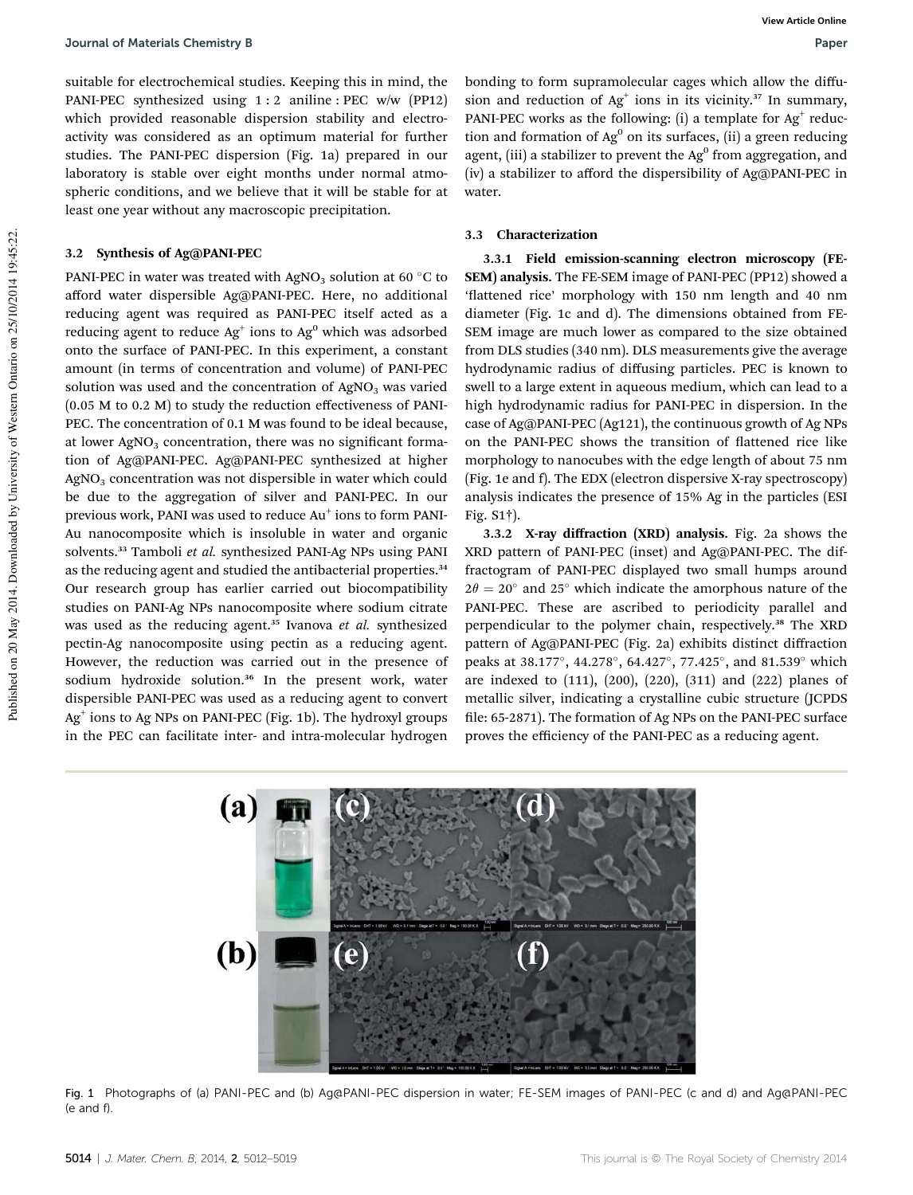suitable for electrochemical studies. Keeping this in mind, the PANI-PEC synthesized using 1 : 2 aniline : PEC w/w (PP12) which provided reasonable dispersion stability and electroactivity was considered as an optimum material for further studies. The PANI-PEC dispersion (Fig. 1a) prepared in our laboratory is stable over eight months under normal atmospheric conditions, and we believe that it will be stable for at least one year without any macroscopic precipitation.

### 3.2 Synthesis of Ag@PANI-PEC

PANI-PEC in water was treated with $AgNO_3$ solution at 60 °C to afford water dispersible Ag@PANI-PEC. Here, no additional reducing agent was required as PANI-PEC itself acted as a reducing agent to reduce $Ag^+$ ions to $Ag^0$ which was adsorbed onto the surface of PANI-PEC. In this experiment, a constant amount (in terms of concentration and volume) of PANI-PEC solution was used and the concentration of $AgNO_3$ was varied (0.05 M to 0.2 M) to study the reduction effectiveness of PANI-PEC. The concentration of 0.1 M was found to be ideal because, at lower $AgNO_3$ concentration, there was no significant formation of Ag@PANI-PEC. Ag@PANI-PEC synthesized at higher $AgNO_3$ concentration was not dispersible in water which could be due to the aggregation of silver and PANI-PEC. In our previous work, PANI was used to reduce $Au^+$ ions to form PANI-Au nanocomposite which is insoluble in water and organic solvents.[33] Tamboli *et al.* synthesized PANI-Ag NPs using PANI as the reducing agent and studied the antibacterial properties.[34] Our research group has earlier carried out biocompatibility studies on PANI-Ag NPs nanocomposite where sodium citrate was used as the reducing agent.[35] Ivanova *et al.* synthesized pectin-Ag nanocomposite using pectin as a reducing agent. However, the reduction was carried out in the presence of sodium hydroxide solution.[36] In the present work, water dispersible PANI-PEC was used as a reducing agent to convert $Ag^+$ ions to Ag NPs on PANI-PEC (Fig. 1b). The hydroxyl groups in the PEC can facilitate inter- and intra-molecular hydrogen bonding to form supramolecular cages which allow the diffusion and reduction of $Ag^+$ ions in its vicinity.[37] In summary, PANI-PEC works as the following: (i) a template for $Ag^+$ reduction and formation of $Ag^0$ on its surfaces, (ii) a green reducing agent, (iii) a stabilizer to prevent the $Ag^0$ from aggregation, and (iv) a stabilizer to afford the dispersibility of Ag@PANI-PEC in water.

### 3.3 Characterization

**3.3.1 Field emission-scanning electron microscopy (FE-SEM) analysis.** The FE-SEM image of PANI-PEC (PP12) showed a 'flattened rice' morphology with 150 nm length and 40 nm diameter (Fig. 1c and d). The dimensions obtained from FE-SEM image are much lower as compared to the size obtained from DLS studies (340 nm). DLS measurements give the average hydrodynamic radius of diffusing particles. PEC is known to swell to a large extent in aqueous medium, which can lead to a high hydrodynamic radius for PANI-PEC in dispersion. In the case of Ag@PANI-PEC (Ag121), the continuous growth of Ag NPs on the PANI-PEC shows the transition of flattened rice like morphology to nanocubes with the edge length of about 75 nm (Fig. 1e and f). The EDX (electron dispersive X-ray spectroscopy) analysis indicates the presence of 15% Ag in the particles (ESI Fig. S1†).

**3.3.2 X-ray diffraction (XRD) analysis.** Fig. 2a shows the XRD pattern of PANI-PEC (inset) and Ag@PANI-PEC. The diffractogram of PANI-PEC displayed two small humps around $2\theta = 20°$ and 25° which indicate the amorphous nature of the PANI-PEC. These are ascribed to periodicity parallel and perpendicular to the polymer chain, respectively.[38] The XRD pattern of Ag@PANI-PEC (Fig. 2a) exhibits distinct diffraction peaks at 38.177°, 44.278°, 64.427°, 77.425°, and 81.539° which are indexed to (111), (200), (220), (311) and (222) planes of metallic silver, indicating a crystalline cubic structure (JCPDS file: 65-2871). The formation of Ag NPs on the PANI-PEC surface proves the efficiency of the PANI-PEC as a reducing agent.

Fig. 1 Photographs of (a) PANI-PEC and (b) Ag@PANI-PEC dispersion in water; FE-SEM images of PANI-PEC (c and d) and Ag@PANI-PEC (e and f).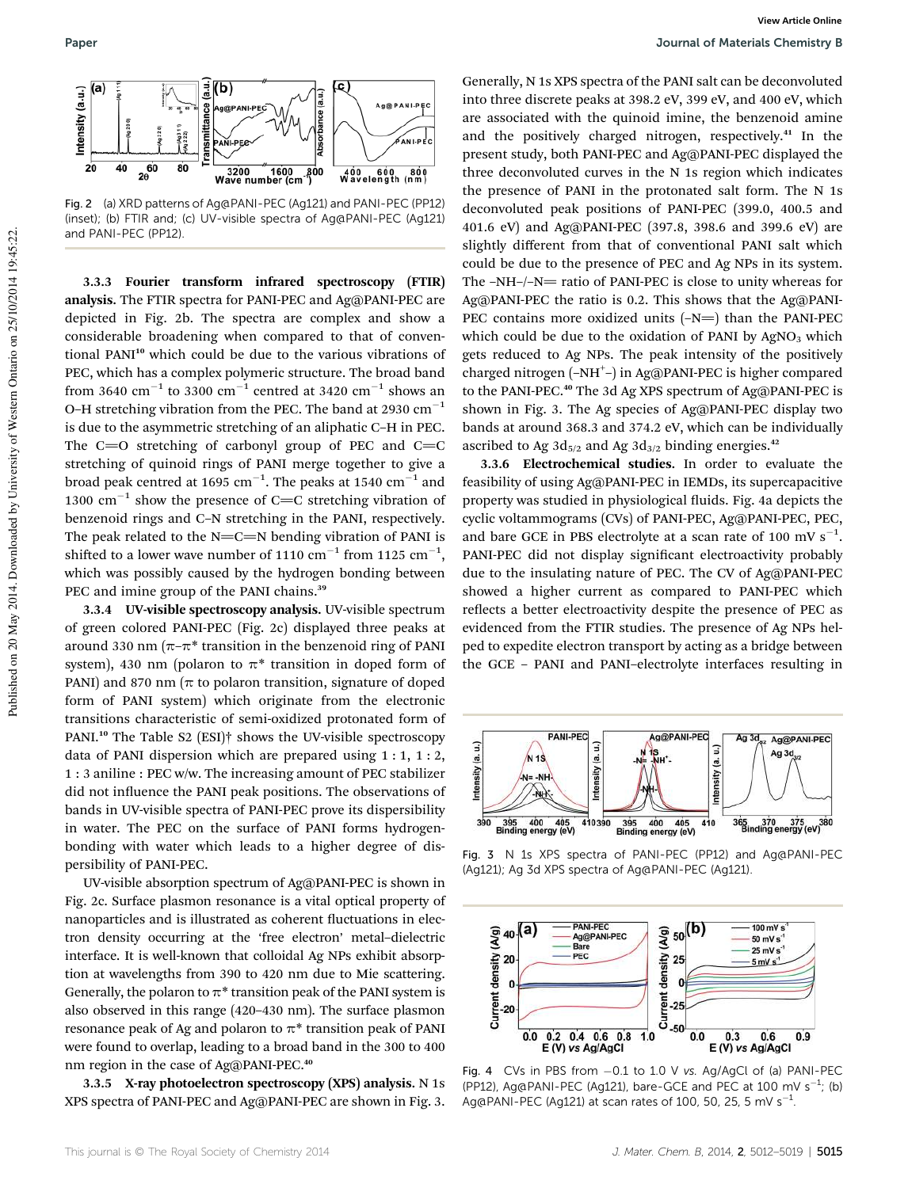(a)
Intensity (a.u.)
(Ag 111)
(Ag 200)
(Ag 220)
(Ag 311)
(Ag 222)
20 40 60 80
2θ

(b)
Transmittance (a.u.)
Ag@PANI-PEC
PANI-PEC
3200 1600 800
Wave number (cm⁻¹)

(c)
Absorbance (a.u.)
Ag@PANI-PEC
PANI-PEC
400 600 800
Wavelength (nm)

Fig. 2 (a) XRD patterns of Ag@PANI-PEC (Ag121) and PANI-PEC (PP12) (inset); (b) FTIR and; (c) UV-visible spectra of Ag@PANI-PEC (Ag121) and PANI-PEC (PP12).

**3.3.3 Fourier transform infrared spectroscopy (FTIR) analysis.** The FTIR spectra for PANI-PEC and Ag@PANI-PEC are depicted in Fig. 2b. The spectra are complex and show a considerable broadening when compared to that of conventional PANI[10] which could be due to the various vibrations of PEC, which has a complex polymeric structure. The broad band from 3640 $cm^{-1}$ to 3300 $cm^{-1}$ centred at 3420 $cm^{-1}$ shows an O–H stretching vibration from the PEC. The band at 2930 $cm^{-1}$ is due to the asymmetric stretching of an aliphatic C–H in PEC. The C=O stretching of carbonyl group of PEC and C=C stretching of quinoid rings of PANI merge together to give a broad peak centred at 1695 $cm^{-1}$. The peaks at 1540 $cm^{-1}$ and 1300 $cm^{-1}$ show the presence of C=C stretching vibration of benzenoid rings and C–N stretching in the PANI, respectively. The peak related to the N=C=N bending vibration of PANI is shifted to a lower wave number of 1110 $cm^{-1}$ from 1125 $cm^{-1}$, which was possibly caused by the hydrogen bonding between PEC and imine group of the PANI chains.[39]

**3.3.4 UV-visible spectroscopy analysis.** UV-visible spectrum of green colored PANI-PEC (Fig. 2c) displayed three peaks at around 330 nm (π–π* transition in the benzenoid ring of PANI system), 430 nm (polaron to π* transition in doped form of PANI) and 870 nm (π to polaron transition, signature of doped form of PANI system) which originate from the electronic transitions characteristic of semi-oxidized protonated form of PANI.[10] The Table S2 (ESI)† shows the UV-visible spectroscopy data of PANI dispersion which are prepared using 1 : 1, 1 : 2, 1 : 3 aniline : PEC w/w. The increasing amount of PEC stabilizer did not influence the PANI peak positions. The observations of bands in UV-visible spectra of PANI-PEC prove its dispersibility in water. The PEC on the surface of PANI forms hydrogen-bonding with water which leads to a higher degree of dispersibility of PANI-PEC.

UV-visible absorption spectrum of Ag@PANI-PEC is shown in Fig. 2c. Surface plasmon resonance is a vital optical property of nanoparticles and is illustrated as coherent fluctuations in electron density occurring at the 'free electron' metal–dielectric interface. It is well-known that colloidal Ag NPs exhibit absorption at wavelengths from 390 to 420 nm due to Mie scattering. Generally, the polaron to π* transition peak of the PANI system is also observed in this range (420–430 nm). The surface plasmon resonance peak of Ag and polaron to π* transition peak of PANI were found to overlap, leading to a broad band in the 300 to 400 nm region in the case of Ag@PANI-PEC.[40]

**3.3.5 X-ray photoelectron spectroscopy (XPS) analysis.** N 1s XPS spectra of PANI-PEC and Ag@PANI-PEC are shown in Fig. 3. Generally, N 1s XPS spectra of the PANI salt can be deconvoluted into three discrete peaks at 398.2 eV, 399 eV, and 400 eV, which are associated with the quinoid imine, the benzenoid amine and the positively charged nitrogen, respectively.[41] In the present study, both PANI-PEC and Ag@PANI-PEC displayed the three deconvoluted curves in the N 1s region which indicates the presence of PANI in the protonated salt form. The N 1s deconvoluted peak positions of PANI-PEC (399.0, 400.5 and 401.6 eV) and Ag@PANI-PEC (397.8, 398.6 and 399.6 eV) are slightly different from that of conventional PANI salt which could be due to the presence of PEC and Ag NPs in its system. The –NH–/–N= ratio of PANI-PEC is close to unity whereas for Ag@PANI-PEC the ratio is 0.2. This shows that the Ag@PANI-PEC contains more oxidized units (–N=) than the PANI-PEC which could be due to the oxidation of PANI by $AgNO_3$ which gets reduced to Ag NPs. The peak intensity of the positively charged nitrogen (–$NH^+$–) in Ag@PANI-PEC is higher compared to the PANI-PEC.[40] The 3d Ag XPS spectrum of Ag@PANI-PEC is shown in Fig. 3. The Ag species of Ag@PANI-PEC display two bands at around 368.3 and 374.2 eV, which can be individually ascribed to Ag $3d_{5/2}$ and Ag $3d_{3/2}$ binding energies.[42]

**3.3.6 Electrochemical studies.** In order to evaluate the feasibility of using Ag@PANI-PEC in IEMDs, its supercapacitive property was studied in physiological fluids. Fig. 4a depicts the cyclic voltammograms (CVs) of PANI-PEC, Ag@PANI-PEC, PEC, and bare GCE in PBS electrolyte at a scan rate of 100 mV $s^{-1}$. PANI-PEC did not display significant electroactivity probably due to the insulating nature of PEC. The CV of Ag@PANI-PEC showed a higher current as compared to PANI-PEC which reflects a better electroactivity despite the presence of PEC as evidenced from the FTIR studies. The presence of Ag NPs helped to expedite electron transport by acting as a bridge between the GCE – PANI and PANI–electrolyte interfaces resulting in

PANI-PEC
Intensity (a.u.)
N 1S
-N= -NH-
-NH⁺-
390 395 400 405 410
Binding energy (eV)

Ag@PANI-PEC
Intensity (a.u.)
N 1S
-N= -NH⁺-
-NH-
390 395 400 405 410
Binding energy (eV)

Ag 3d5/2 Ag@PANI-PEC
Ag 3d3/2
Intensity (a. u.)
365 370 375 380
Binding energy (eV)

Fig. 3 N 1s XPS spectra of PANI-PEC (PP12) and Ag@PANI-PEC (Ag121); Ag 3d XPS spectra of Ag@PANI-PEC (Ag121).

(a)
Current density (A/g)
40 20 0 -20
PANI-PEC
Ag@PANI-PEC
Bare
PEC
0.0 0.2 0.4 0.6 0.8 1.0
E (V) vs Ag/AgCl

(b)
Current density (A/g)
50 25 0 -25 -50
100 mV s⁻¹
50 mV s⁻¹
25 mV s⁻¹
5 mV s⁻¹
0.0 0.3 0.6 0.9
E (V) vs Ag/AgCl

Fig. 4 CVs in PBS from −0.1 to 1.0 V vs. Ag/AgCl of (a) PANI-PEC (PP12), Ag@PANI-PEC (Ag121), bare-GCE and PEC at 100 mV $s^{-1}$; (b) Ag@PANI-PEC (Ag121) at scan rates of 100, 50, 25, 5 mV $s^{-1}$.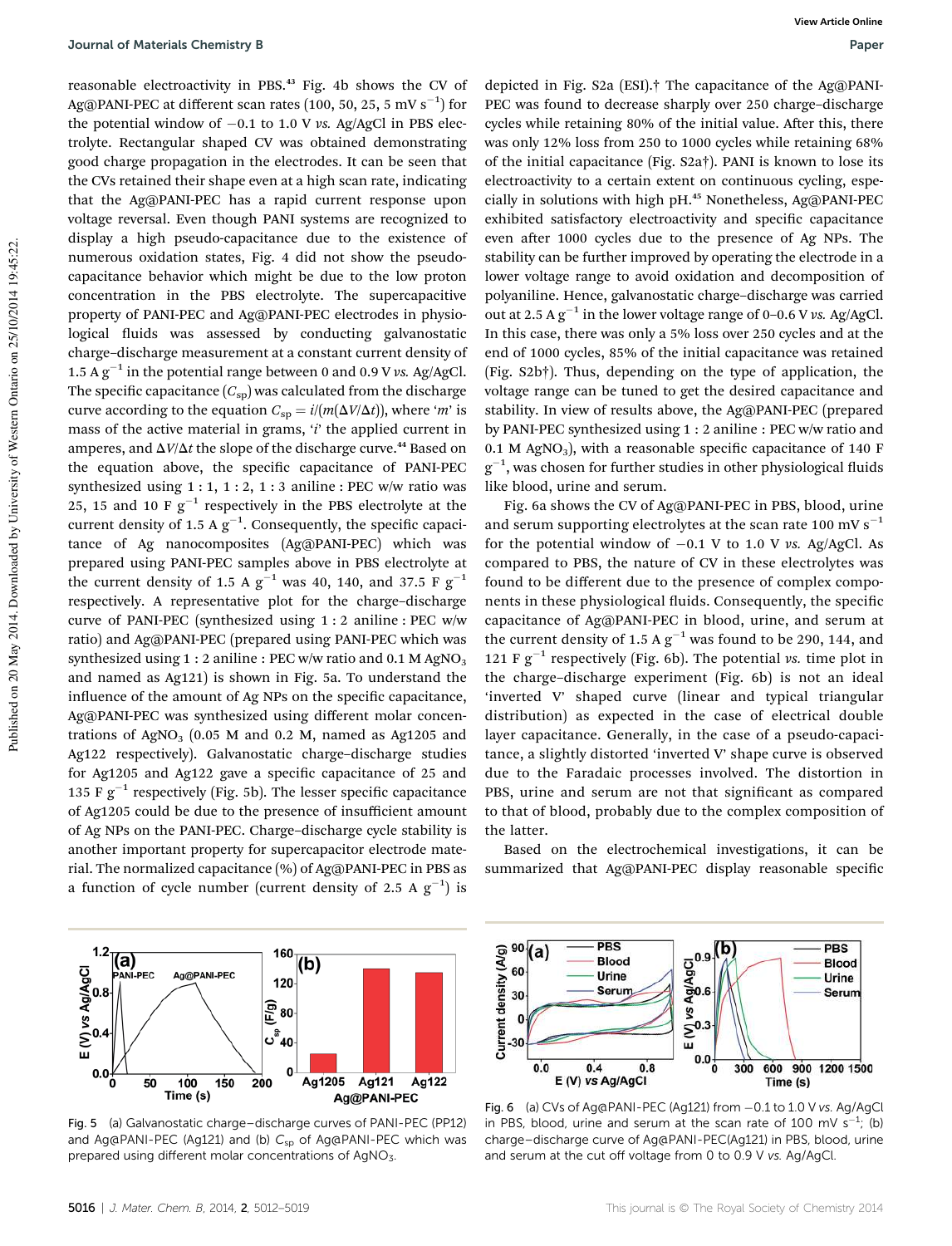reasonable electroactivity in PBS.[43] Fig. 4b shows the CV of Ag@PANI-PEC at different scan rates (100, 50, 25, 5 mV $s^{-1}$) for the potential window of −0.1 to 1.0 V *vs.* Ag/AgCl in PBS electrolyte. Rectangular shaped CV was obtained demonstrating good charge propagation in the electrodes. It can be seen that the CVs retained their shape even at a high scan rate, indicating that the Ag@PANI-PEC has a rapid current response upon voltage reversal. Even though PANI systems are recognized to display a high pseudo-capacitance due to the existence of numerous oxidation states, Fig. 4 did not show the pseudo-capacitance behavior which might be due to the low proton concentration in the PBS electrolyte. The supercapacitive property of PANI-PEC and Ag@PANI-PEC electrodes in physiological fluids was assessed by conducting galvanostatic charge–discharge measurement at a constant current density of 1.5 A $g^{-1}$ in the potential range between 0 and 0.9 V *vs.* Ag/AgCl. The specific capacitance ($C_{sp}$) was calculated from the discharge curve according to the equation $C_{sp} = i/(m(\Delta V/\Delta t))$, where '$m$' is mass of the active material in grams, '$i$' the applied current in amperes, and $\Delta V/\Delta t$ the slope of the discharge curve.[44] Based on the equation above, the specific capacitance of PANI-PEC synthesized using 1 : 1, 1 : 2, 1 : 3 aniline : PEC w/w ratio was 25, 15 and 10 F $g^{-1}$ respectively in the PBS electrolyte at the current density of 1.5 A $g^{-1}$. Consequently, the specific capacitance of Ag nanocomposites (Ag@PANI-PEC) which was prepared using PANI-PEC samples above in PBS electrolyte at the current density of 1.5 A $g^{-1}$ was 40, 140, and 37.5 F $g^{-1}$ respectively. A representative plot for the charge–discharge curve of PANI-PEC (synthesized using 1 : 2 aniline : PEC w/w ratio) and Ag@PANI-PEC (prepared using PANI-PEC which was synthesized using 1 : 2 aniline : PEC w/w ratio and 0.1 M $AgNO_3$ and named as Ag121) is shown in Fig. 5a. To understand the influence of the amount of Ag NPs on the specific capacitance, Ag@PANI-PEC was synthesized using different molar concentrations of $AgNO_3$ (0.05 M and 0.2 M, named as Ag1205 and Ag122 respectively). Galvanostatic charge–discharge studies for Ag1205 and Ag122 gave a specific capacitance of 25 and 135 F $g^{-1}$ respectively (Fig. 5b). The lesser specific capacitance of Ag1205 could be due to the presence of insufficient amount of Ag NPs on the PANI-PEC. Charge–discharge cycle stability is another important property for supercapacitor electrode material. The normalized capacitance (%) of Ag@PANI-PEC in PBS as a function of cycle number (current density of 2.5 A $g^{-1}$) is depicted in Fig. S2a (ESI).† The capacitance of the Ag@PANI-PEC was found to decrease sharply over 250 charge–discharge cycles while retaining 80% of the initial value. After this, there was only 12% loss from 250 to 1000 cycles while retaining 68% of the initial capacitance (Fig. S2a†). PANI is known to lose its electroactivity to a certain extent on continuous cycling, especially in solutions with high pH.[45] Nonetheless, Ag@PANI-PEC exhibited satisfactory electroactivity and specific capacitance even after 1000 cycles due to the presence of Ag NPs. The stability can be further improved by operating the electrode in a lower voltage range to avoid oxidation and decomposition of polyaniline. Hence, galvanostatic charge–discharge was carried out at 2.5 A $g^{-1}$ in the lower voltage range of 0–0.6 V *vs.* Ag/AgCl. In this case, there was only a 5% loss over 250 cycles and at the end of 1000 cycles, 85% of the initial capacitance was retained (Fig. S2b†). Thus, depending on the type of application, the voltage range can be tuned to get the desired capacitance and stability. In view of results above, the Ag@PANI-PEC (prepared by PANI-PEC synthesized using 1 : 2 aniline : PEC w/w ratio and 0.1 M $AgNO_3$), with a reasonable specific capacitance of 140 F $g^{-1}$, was chosen for further studies in other physiological fluids like blood, urine and serum.

Fig. 6a shows the CV of Ag@PANI-PEC in PBS, blood, urine and serum supporting electrolytes at the scan rate 100 mV $s^{-1}$ for the potential window of −0.1 V to 1.0 V *vs.* Ag/AgCl. As compared to PBS, the nature of CV in these electrolytes was found to be different due to the presence of complex components in these physiological fluids. Consequently, the specific capacitance of Ag@PANI-PEC in blood, urine, and serum at the current density of 1.5 A $g^{-1}$ was found to be 290, 144, and 121 F $g^{-1}$ respectively (Fig. 6b). The potential *vs.* time plot in the charge–discharge experiment (Fig. 6b) is not an ideal 'inverted V' shaped curve (linear and typical triangular distribution) as expected in the case of electrical double layer capacitance. Generally, in the case of a pseudo-capacitance, a slightly distorted 'inverted V' shape curve is observed due to the Faradaic processes involved. The distortion in PBS, urine and serum are not that significant as compared to that of blood, probably due to the complex composition of the latter.

Based on the electrochemical investigations, it can be summarized that Ag@PANI-PEC display reasonable specific

(a)
PANI-PEC
Ag@PANI-PEC
E (V) vs Ag/AgCl
Time (s)
(b)
$C_{sp}$ (F/g)
Ag1205 Ag121 Ag122
Ag@PANI-PEC

Fig. 5 (a) Galvanostatic charge–discharge curves of PANI-PEC (PP12) and Ag@PANI-PEC (Ag121) and (b) $C_{sp}$ of Ag@PANI-PEC which was prepared using different molar concentrations of $AgNO_3$.

(a)
PBS
Blood
Urine
Serum
Current density (A/g)
E (V) vs Ag/AgCl
(b)
PBS
Blood
Urine
Serum
E (V) vs Ag/AgCl
Time (s)

Fig. 6 (a) CVs of Ag@PANI-PEC (Ag121) from −0.1 to 1.0 V *vs.* Ag/AgCl in PBS, blood, urine and serum at the scan rate of 100 mV $s^{-1}$; (b) charge–discharge curve of Ag@PANI-PEC(Ag121) in PBS, blood, urine and serum at the cut off voltage from 0 to 0.9 V *vs.* Ag/AgCl.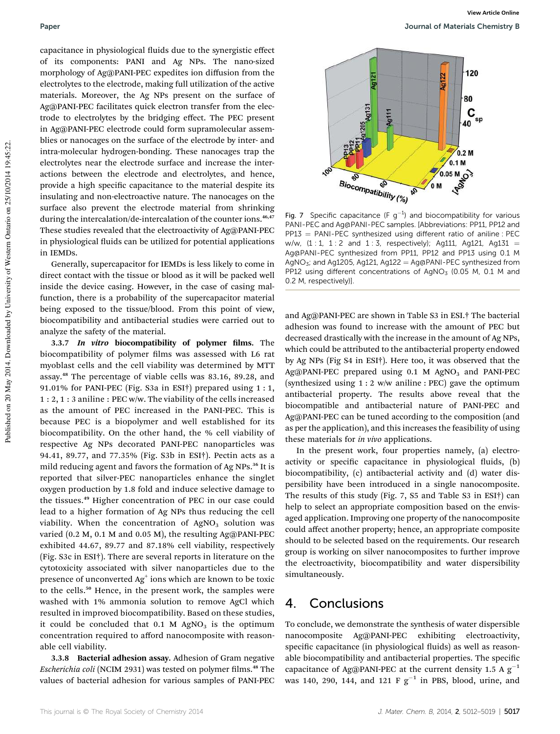capacitance in physiological fluids due to the synergistic effect of its components: PANI and Ag NPs. The nano-sized morphology of Ag@PANI-PEC expedites ion diffusion from the electrolytes to the electrode, making full utilization of the active materials. Moreover, the Ag NPs present on the surface of Ag@PANI-PEC facilitates quick electron transfer from the electrode to electrolytes by the bridging effect. The PEC present in Ag@PANI-PEC electrode could form supramolecular assemblies or nanocages on the surface of the electrode by inter- and intra-molecular hydrogen-bonding. These nanocages trap the electrolytes near the electrode surface and increase the interactions between the electrode and electrolytes, and hence, provide a high specific capacitance to the material despite its insulating and non-electroactive nature. The nanocages on the surface also prevent the electrode material from shrinking during the intercalation/de-intercalation of the counter ions.[46,47] These studies revealed that the electroactivity of Ag@PANI-PEC in physiological fluids can be utilized for potential applications in IEMDs.

Generally, supercapacitor for IEMDs is less likely to come in direct contact with the tissue or blood as it will be packed well inside the device casing. However, in the case of casing malfunction, there is a probability of the supercapacitor material being exposed to the tissue/blood. From this point of view, biocompatibility and antibacterial studies were carried out to analyze the safety of the material.

**3.3.7 *In vitro* biocompatibility of polymer films.** The biocompatibility of polymer films was assessed with L6 rat myoblast cells and the cell viability was determined by MTT assay.[48] The percentage of viable cells was 83.16, 89.28, and 91.01% for PANI-PEC (Fig. S3a in ESI†) prepared using 1 : 1, 1 : 2, 1 : 3 aniline : PEC w/w. The viability of the cells increased as the amount of PEC increased in the PANI-PEC. This is because PEC is a biopolymer and well established for its biocompatibility. On the other hand, the % cell viability of respective Ag NPs decorated PANI-PEC nanoparticles was 94.41, 89.77, and 77.35% (Fig. S3b in ESI†). Pectin acts as a mild reducing agent and favors the formation of Ag NPs.[36] It is reported that silver-PEC nanoparticles enhance the singlet oxygen production by 1.8 fold and induce selective damage to the tissues.[49] Higher concentration of PEC in our case could lead to a higher formation of Ag NPs thus reducing the cell viability. When the concentration of $AgNO_3$ solution was varied (0.2 M, 0.1 M and 0.05 M), the resulting Ag@PANI-PEC exhibited 44.67, 89.77 and 87.18% cell viability, respectively (Fig. S3c in ESI†). There are several reports in literature on the cytotoxicity associated with silver nanoparticles due to the presence of unconverted $Ag^+$ ions which are known to be toxic to the cells.[50] Hence, in the present work, the samples were washed with 1% ammonia solution to remove AgCl which resulted in improved biocompatibility. Based on these studies, it could be concluded that 0.1 M $AgNO_3$ is the optimum concentration required to afford nanocomposite with reasonable cell viability.

**3.3.8 Bacterial adhesion assay.** Adhesion of Gram negative *Escherichia coli* (NCIM 2931) was tested on polymer films.[48] The values of bacterial adhesion for various samples of PANI-PEC and Ag@PANI-PEC are shown in Table S3 in ESI.† The bacterial adhesion was found to increase with the amount of PEC but decreased drastically with the increase in the amount of Ag NPs, which could be attributed to the antibacterial property endowed by Ag NPs (Fig S4 in ESI†). Here too, it was observed that the Ag@PANI-PEC prepared using 0.1 M $AgNO_3$ and PANI-PEC (synthesized using 1 : 2 w/w aniline : PEC) gave the optimum antibacterial property. The results above reveal that the biocompatible and antibacterial nature of PANI-PEC and Ag@PANI-PEC can be tuned according to the composition (and as per the application), and this increases the feasibility of using these materials for *in vivo* applications.

Ag121
Ag122
Ag131
Ag1205
Ag111
PP13
PP12
PP11
120
80
$C_{sp}$
40
0.2 M
0.1 M
0.05 M
0 M
$[AgNO_3]$
100
80
60
40
Biocompatibility (%)

Fig. 7 Specific capacitance (F $g^{-1}$) and biocompatibility for various PANI-PEC and Ag@PANI-PEC samples. [Abbreviations: PP11, PP12 and PP13 = PANI-PEC synthesized using different ratio of aniline : PEC w/w, (1 : 1, 1 : 2 and 1 : 3, respectively); Ag111, Ag121, Ag131 = Ag@PANI-PEC synthesized from PP11, PP12 and PP13 using 0.1 M $AgNO_3$; and Ag1205, Ag121, Ag122 = Ag@PANI-PEC synthesized from PP12 using different concentrations of $AgNO_3$ (0.05 M, 0.1 M and 0.2 M, respectively)].

In the present work, four properties namely, (a) electroactivity or specific capacitance in physiological fluids, (b) biocompatibility, (c) antibacterial activity and (d) water dispersibility have been introduced in a single nanocomposite. The results of this study (Fig. 7, S5 and Table S3 in ESI†) can help to select an appropriate composition based on the envisaged application. Improving one property of the nanocomposite could affect another property; hence, an appropriate composite should to be selected based on the requirements. Our research group is working on silver nanocomposites to further improve the electroactivity, biocompatibility and water dispersibility simultaneously.

## 4. Conclusions

To conclude, we demonstrate the synthesis of water dispersible nanocomposite Ag@PANI-PEC exhibiting electroactivity, specific capacitance (in physiological fluids) as well as reasonable biocompatibility and antibacterial properties. The specific capacitance of Ag@PANI-PEC at the current density 1.5 A $g^{-1}$ was 140, 290, 144, and 121 F $g^{-1}$ in PBS, blood, urine, and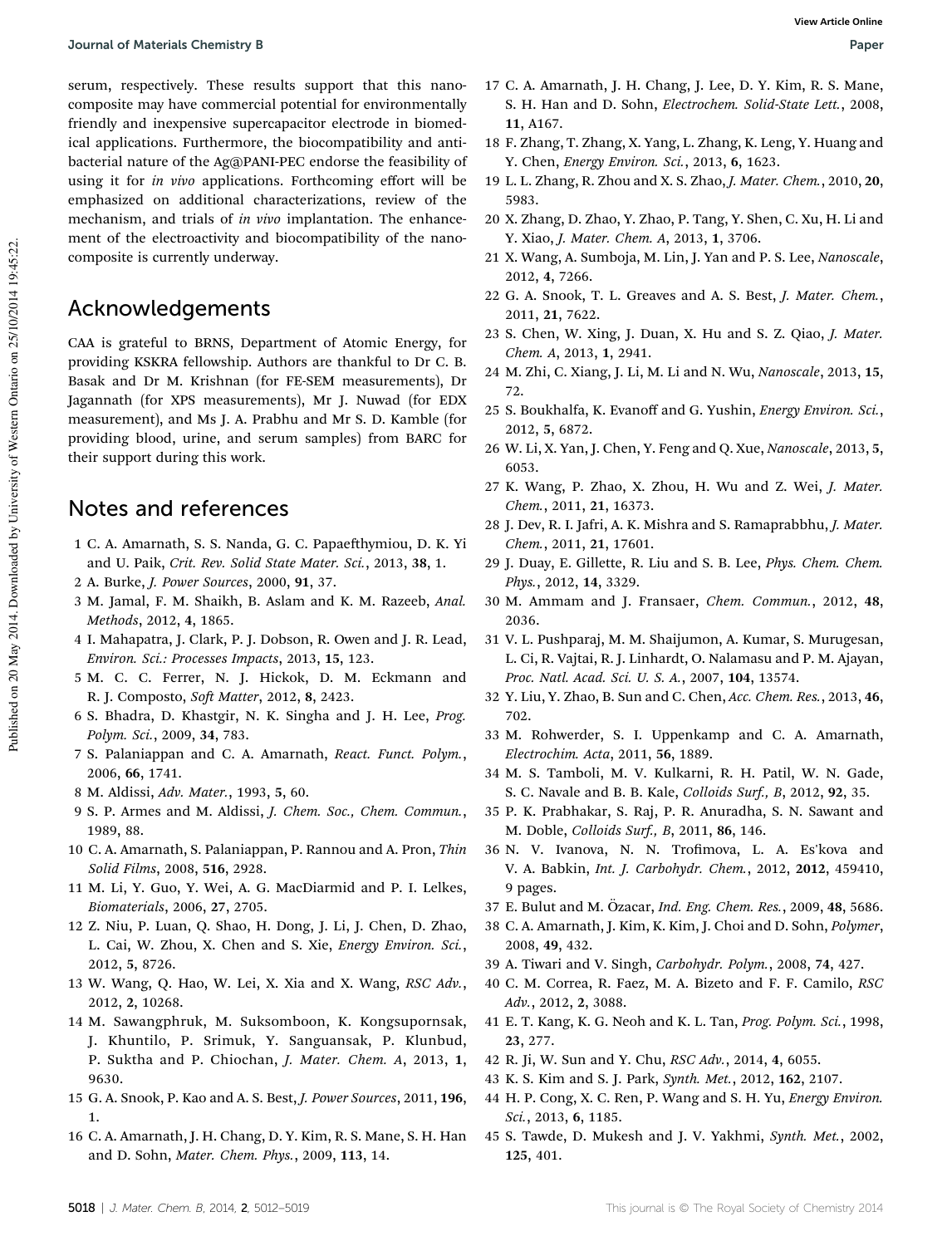serum, respectively. These results support that this nanocomposite may have commercial potential for environmentally friendly and inexpensive supercapacitor electrode in biomedical applications. Furthermore, the biocompatibility and antibacterial nature of the Ag@PANI-PEC endorse the feasibility of using it for *in vivo* applications. Forthcoming effort will be emphasized on additional characterizations, review of the mechanism, and trials of *in vivo* implantation. The enhancement of the electroactivity and biocompatibility of the nanocomposite is currently underway.

## Acknowledgements

CAA is grateful to BRNS, Department of Atomic Energy, for providing KSKRA fellowship. Authors are thankful to Dr C. B. Basak and Dr M. Krishnan (for FE-SEM measurements), Dr Jagannath (for XPS measurements), Mr J. Nuwad (for EDX measurement), and Ms J. A. Prabhu and Mr S. D. Kamble (for providing blood, urine, and serum samples) from BARC for their support during this work.

## Notes and references

1 C. A. Amarnath, S. S. Nanda, G. C. Papaefthymiou, D. K. Yi and U. Paik, *Crit. Rev. Solid State Mater. Sci.*, 2013, **38**, 1.

2 A. Burke, *J. Power Sources*, 2000, **91**, 37.

3 M. Jamal, F. M. Shaikh, B. Aslam and K. M. Razeeb, *Anal. Methods*, 2012, **4**, 1865.

4 I. Mahapatra, J. Clark, P. J. Dobson, R. Owen and J. R. Lead, *Environ. Sci.: Processes Impacts*, 2013, **15**, 123.

5 M. C. C. Ferrer, N. J. Hickok, D. M. Eckmann and R. J. Composto, *Soft Matter*, 2012, **8**, 2423.

6 S. Bhadra, D. Khastgir, N. K. Singha and J. H. Lee, *Prog. Polym. Sci.*, 2009, **34**, 783.

7 S. Palaniappan and C. A. Amarnath, *React. Funct. Polym.*, 2006, **66**, 1741.

8 M. Aldissi, *Adv. Mater.*, 1993, **5**, 60.

9 S. P. Armes and M. Aldissi, *J. Chem. Soc., Chem. Commun.*, 1989, 88.

10 C. A. Amarnath, S. Palaniappan, P. Rannou and A. Pron, *Thin Solid Films*, 2008, **516**, 2928.

11 M. Li, Y. Guo, Y. Wei, A. G. MacDiarmid and P. I. Lelkes, *Biomaterials*, 2006, **27**, 2705.

12 Z. Niu, P. Luan, Q. Shao, H. Dong, J. Li, J. Chen, D. Zhao, L. Cai, W. Zhou, X. Chen and S. Xie, *Energy Environ. Sci.*, 2012, **5**, 8726.

13 W. Wang, Q. Hao, W. Lei, X. Xia and X. Wang, *RSC Adv.*, 2012, **2**, 10268.

14 M. Sawangphruk, M. Suksomboon, K. Kongsupornsak, J. Khuntilo, P. Srimuk, Y. Sanguansak, P. Klunbud, P. Suktha and P. Chiochan, *J. Mater. Chem. A*, 2013, **1**, 9630.

15 G. A. Snook, P. Kao and A. S. Best, *J. Power Sources*, 2011, **196**, 1.

16 C. A. Amarnath, J. H. Chang, D. Y. Kim, R. S. Mane, S. H. Han and D. Sohn, *Mater. Chem. Phys.*, 2009, **113**, 14.

17 C. A. Amarnath, J. H. Chang, J. Lee, D. Y. Kim, R. S. Mane, S. H. Han and D. Sohn, *Electrochem. Solid-State Lett.*, 2008, **11**, A167.

18 F. Zhang, T. Zhang, X. Yang, L. Zhang, K. Leng, Y. Huang and Y. Chen, *Energy Environ. Sci.*, 2013, **6**, 1623.

19 L. L. Zhang, R. Zhou and X. S. Zhao, *J. Mater. Chem.*, 2010, **20**, 5983.

20 X. Zhang, D. Zhao, Y. Zhao, P. Tang, Y. Shen, C. Xu, H. Li and Y. Xiao, *J. Mater. Chem. A*, 2013, **1**, 3706.

21 X. Wang, A. Sumboja, M. Lin, J. Yan and P. S. Lee, *Nanoscale*, 2012, **4**, 7266.

22 G. A. Snook, T. L. Greaves and A. S. Best, *J. Mater. Chem.*, 2011, **21**, 7622.

23 S. Chen, W. Xing, J. Duan, X. Hu and S. Z. Qiao, *J. Mater. Chem. A*, 2013, **1**, 2941.

24 M. Zhi, C. Xiang, J. Li, M. Li and N. Wu, *Nanoscale*, 2013, **15**, 72.

25 S. Boukhalfa, K. Evanoff and G. Yushin, *Energy Environ. Sci.*, 2012, **5**, 6872.

26 W. Li, X. Yan, J. Chen, Y. Feng and Q. Xue, *Nanoscale*, 2013, **5**, 6053.

27 K. Wang, P. Zhao, X. Zhou, H. Wu and Z. Wei, *J. Mater. Chem.*, 2011, **21**, 16373.

28 J. Dev, R. I. Jafri, A. K. Mishra and S. Ramaprabbhu, *J. Mater. Chem.*, 2011, **21**, 17601.

29 J. Duay, E. Gillette, R. Liu and S. B. Lee, *Phys. Chem. Chem. Phys.*, 2012, **14**, 3329.

30 M. Ammam and J. Fransaer, *Chem. Commun.*, 2012, **48**, 2036.

31 V. L. Pushparaj, M. M. Shaijumon, A. Kumar, S. Murugesan, L. Ci, R. Vajtai, R. J. Linhardt, O. Nalamasu and P. M. Ajayan, *Proc. Natl. Acad. Sci. U. S. A.*, 2007, **104**, 13574.

32 Y. Liu, Y. Zhao, B. Sun and C. Chen, *Acc. Chem. Res.*, 2013, **46**, 702.

33 M. Rohwerder, S. I. Uppenkamp and C. A. Amarnath, *Electrochim. Acta*, 2011, **56**, 1889.

34 M. S. Tamboli, M. V. Kulkarni, R. H. Patil, W. N. Gade, S. C. Navale and B. B. Kale, *Colloids Surf., B*, 2012, **92**, 35.

35 P. K. Prabhakar, S. Raj, P. R. Anuradha, S. N. Sawant and M. Doble, *Colloids Surf., B*, 2011, **86**, 146.

36 N. V. Ivanova, N. N. Trofimova, L. A. Es'kova and V. A. Babkin, *Int. J. Carbohydr. Chem.*, 2012, **2012**, 459410, 9 pages.

37 E. Bulut and M. Özacar, *Ind. Eng. Chem. Res.*, 2009, **48**, 5686.

38 C. A. Amarnath, J. Kim, K. Kim, J. Choi and D. Sohn, *Polymer*, 2008, **49**, 432.

39 A. Tiwari and V. Singh, *Carbohydr. Polym.*, 2008, **74**, 427.

40 C. M. Correa, R. Faez, M. A. Bizeto and F. F. Camilo, *RSC Adv.*, 2012, **2**, 3088.

41 E. T. Kang, K. G. Neoh and K. L. Tan, *Prog. Polym. Sci.*, 1998, **23**, 277.

42 R. Ji, W. Sun and Y. Chu, *RSC Adv.*, 2014, **4**, 6055.

43 K. S. Kim and S. J. Park, *Synth. Met.*, 2012, **162**, 2107.

44 H. P. Cong, X. C. Ren, P. Wang and S. H. Yu, *Energy Environ. Sci.*, 2013, **6**, 1185.

45 S. Tawde, D. Mukesh and J. V. Yakhmi, *Synth. Met.*, 2002, **125**, 401.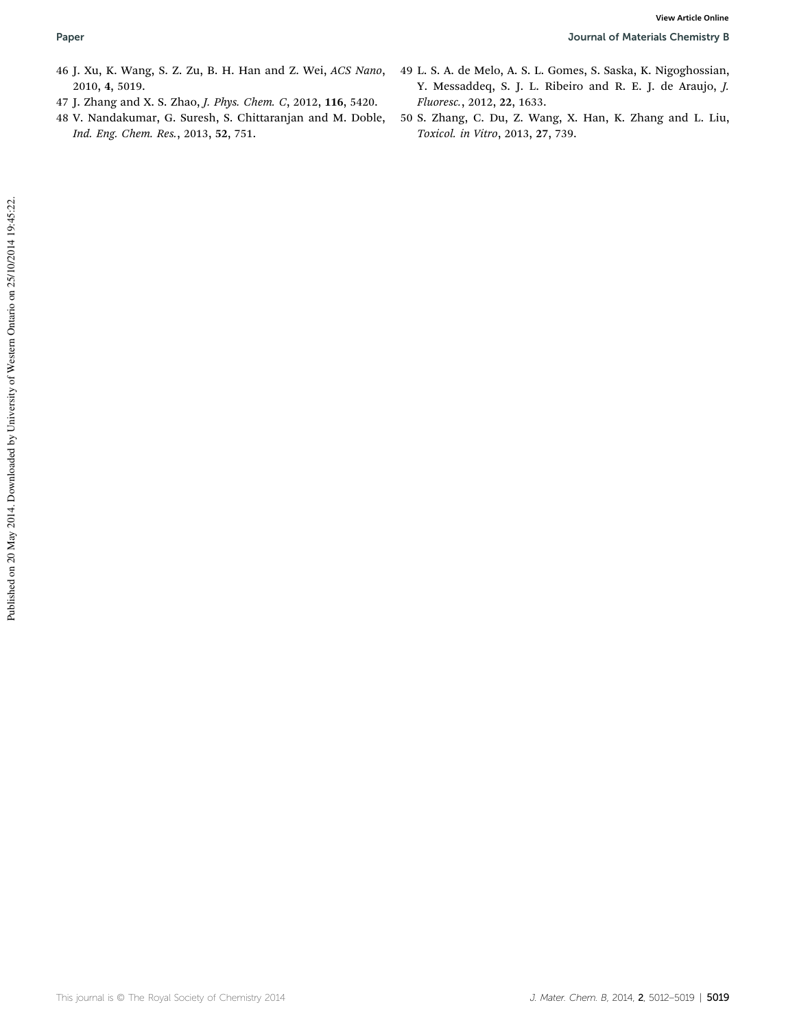46 J. Xu, K. Wang, S. Z. Zu, B. H. Han and Z. Wei, *ACS Nano*, 2010, **4**, 5019.

47 J. Zhang and X. S. Zhao, *J. Phys. Chem. C*, 2012, **116**, 5420.

48 V. Nandakumar, G. Suresh, S. Chittaranjan and M. Doble, *Ind. Eng. Chem. Res.*, 2013, **52**, 751.

49 L. S. A. de Melo, A. S. L. Gomes, S. Saska, K. Nigoghossian, Y. Messaddeq, S. J. L. Ribeiro and R. E. J. de Araujo, *J. Fluoresc.*, 2012, **22**, 1633.

50 S. Zhang, C. Du, Z. Wang, X. Han, K. Zhang and L. Liu, *Toxicol. in Vitro*, 2013, **27**, 739.